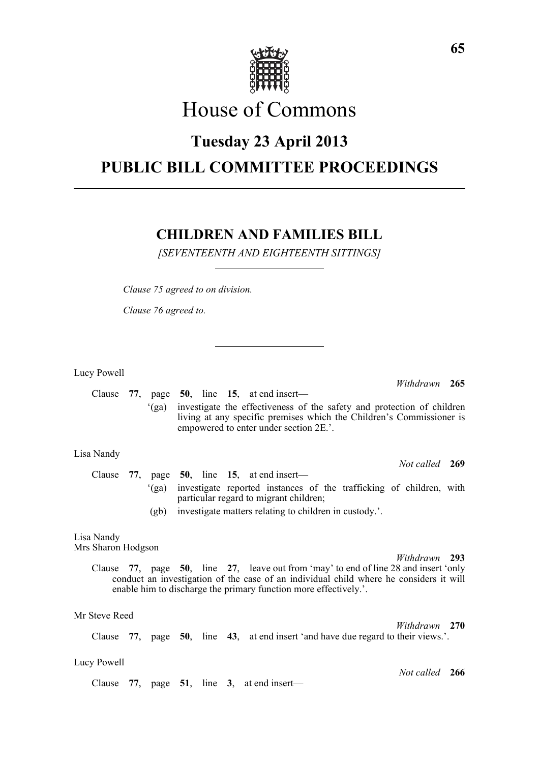# House of Commons

## Tuesday 23 April 2013

## PUBLIC BILL COMMITTEE PROCEEDINGS

### CHILDREN AND FAMILIES BILL

*[SEVENTEENTH AND EIGHTEENTH SITTINGS]*

*Clause 75 agreed to on division.*

*Clause 76 agreed to.*

Lucy Powell

*Withdrawn* **265**

Clause **77**, page **50**, line **15**, at end insert—

‘(ga) investigate the effectiveness of the safety and protection of children living at any specific premises which the Children's Commissioner is empowered to enter under section 2E.’.

Lisa Nandy

*Not called* **269**

Clause **77**, page **50**, line **15**, at end insert—

‘(ga) investigate reported instances of the trafficking of children, with particular regard to migrant children;

(gb) investigate matters relating to children in custody.’.

Lisa Nandy
Mrs Sharon Hodgson

*Withdrawn* **293**

Clause **77**, page **50**, line **27**, leave out from ‘may’ to end of line 28 and insert ‘only conduct an investigation of the case of an individual child where he considers it will enable him to discharge the primary function more effectively.’.

Mr Steve Reed

*Withdrawn* **270**

Clause **77**, page **50**, line **43**, at end insert ‘and have due regard to their views.’.

Lucy Powell

*Not called* **266**

Clause **77**, page **51**, line **3**, at end insert—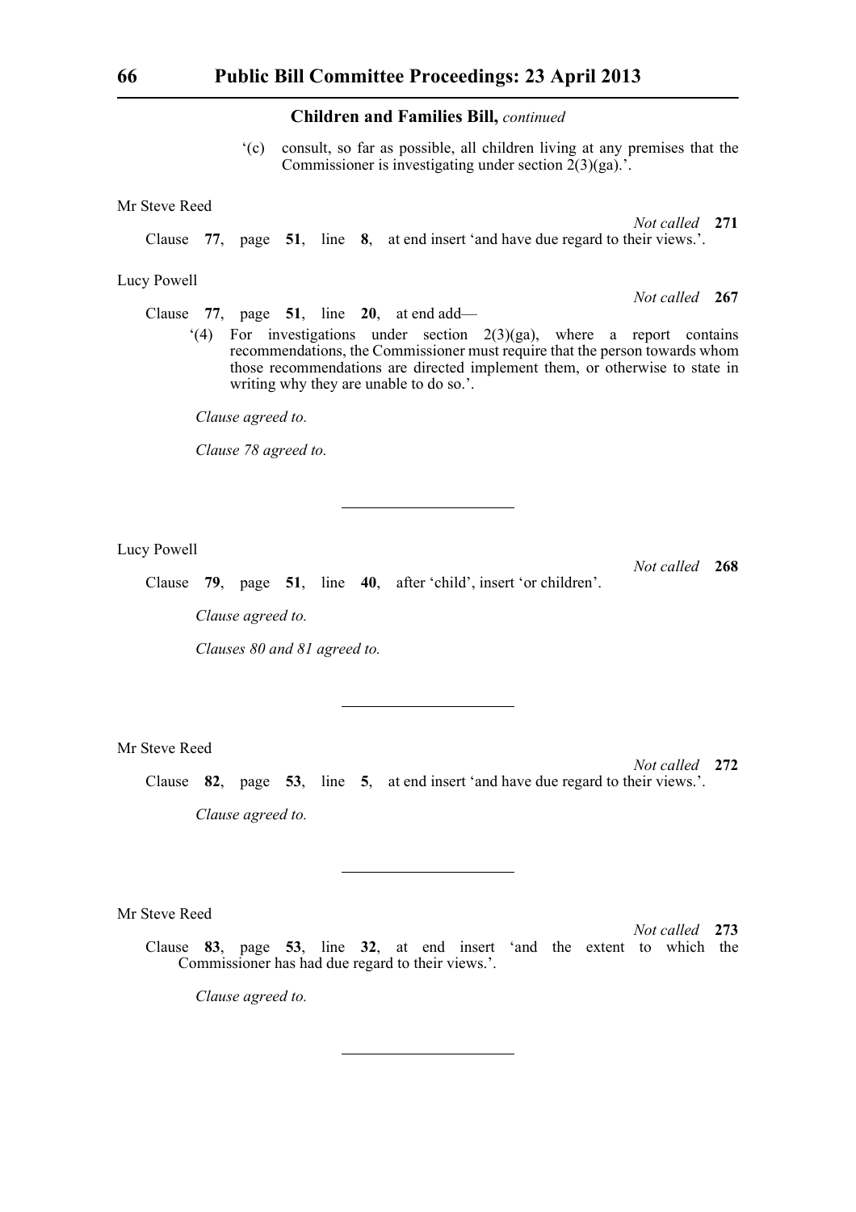**Children and Families Bill,** *continued*

‘(c) consult, so far as possible, all children living at any premises that the Commissioner is investigating under section 2(3)(ga).’.

Mr Steve Reed

*Not called* **271**

Clause **77**, page **51**, line **8**, at end insert ‘and have due regard to their views.’.

Lucy Powell

*Not called* **267**

Clause **77**, page **51**, line **20**, at end add—

‘(4) For investigations under section 2(3)(ga), where a report contains recommendations, the Commissioner must require that the person towards whom those recommendations are directed implement them, or otherwise to state in writing why they are unable to do so.’.

*Clause agreed to.*

*Clause 78 agreed to.*

---

Lucy Powell

*Not called* **268**

Clause **79**, page **51**, line **40**, after ‘child’, insert ‘or children’.

*Clause agreed to.*

*Clauses 80 and 81 agreed to.*

---

Mr Steve Reed

*Not called* **272**

Clause **82**, page **53**, line **5**, at end insert ‘and have due regard to their views.’.

*Clause agreed to.*

---

Mr Steve Reed

*Not called* **273**

Clause **83**, page **53**, line **32**, at end insert ‘and the extent to which the Commissioner has had due regard to their views.’.

*Clause agreed to.*

---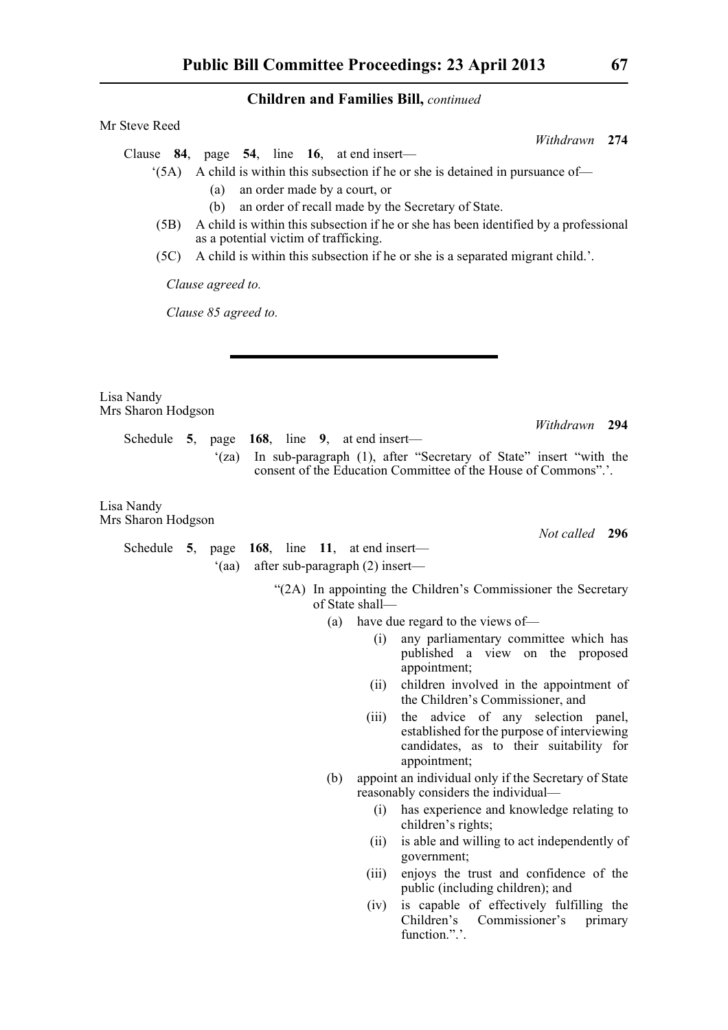Mr Steve Reed

*Withdrawn* **274**

Clause **84**, page **54**, line **16**, at end insert—

‘(5A) A child is within this subsection if he or she is detained in pursuance of—

(a) an order made by a court, or

(b) an order of recall made by the Secretary of State.

(5B) A child is within this subsection if he or she has been identified by a professional as a potential victim of trafficking.

(5C) A child is within this subsection if he or she is a separated migrant child.’.

*Clause agreed to.*

*Clause 85 agreed to.*

---

Lisa Nandy
Mrs Sharon Hodgson

*Withdrawn* **294**

Schedule **5**, page **168**, line **9**, at end insert—

‘(za) In sub-paragraph (1), after “Secretary of State” insert “with the consent of the Education Committee of the House of Commons”.’.

Lisa Nandy
Mrs Sharon Hodgson

*Not called* **296**

Schedule **5**, page **168**, line **11**, at end insert—

‘(aa) after sub-paragraph (2) insert—

“(2A) In appointing the Children’s Commissioner the Secretary of State shall—

(a) have due regard to the views of—

(i) any parliamentary committee which has published a view on the proposed appointment;

(ii) children involved in the appointment of the Children’s Commissioner, and

(iii) the advice of any selection panel, established for the purpose of interviewing candidates, as to their suitability for appointment;

(b) appoint an individual only if the Secretary of State reasonably considers the individual—

(i) has experience and knowledge relating to children’s rights;

(ii) is able and willing to act independently of government;

(iii) enjoys the trust and confidence of the public (including children); and

(iv) is capable of effectively fulfilling the Children’s Commissioner’s primary function.”.’.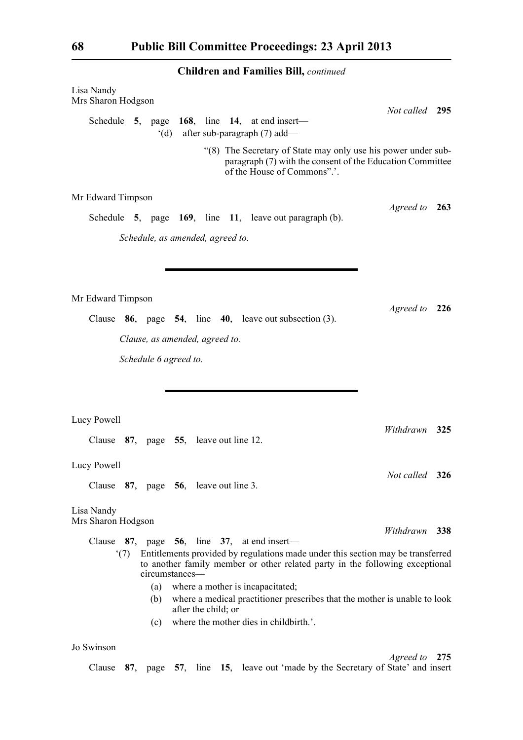Lisa Nandy
Mrs Sharon Hodgson

*Not called* **295**

Schedule **5**, page **168**, line **14**, at end insert—

‘(d) after sub-paragraph (7) add—

“(8) The Secretary of State may only use his power under sub-paragraph (7) with the consent of the Education Committee of the House of Commons”.’.

Mr Edward Timpson

*Agreed to* **263**

Schedule **5**, page **169**, line **11**, leave out paragraph (b).

*Schedule, as amended, agreed to.*

---

Mr Edward Timpson

*Agreed to* **226**

Clause **86**, page **54**, line **40**, leave out subsection (3).

*Clause, as amended, agreed to.*

*Schedule 6 agreed to.*

---

Lucy Powell

*Withdrawn* **325**

Clause **87**, page **55**, leave out line 12.

Lucy Powell

*Not called* **326**

Clause **87**, page **56**, leave out line 3.

Lisa Nandy
Mrs Sharon Hodgson

*Withdrawn* **338**

Clause **87**, page **56**, line **37**, at end insert—

‘(7) Entitlements provided by regulations made under this section may be transferred to another family member or other related party in the following exceptional circumstances—

(a) where a mother is incapacitated;

(b) where a medical practitioner prescribes that the mother is unable to look after the child; or

(c) where the mother dies in childbirth.’.

Jo Swinson

*Agreed to* **275**

Clause **87**, page **57**, line **15**, leave out ‘made by the Secretary of State’ and insert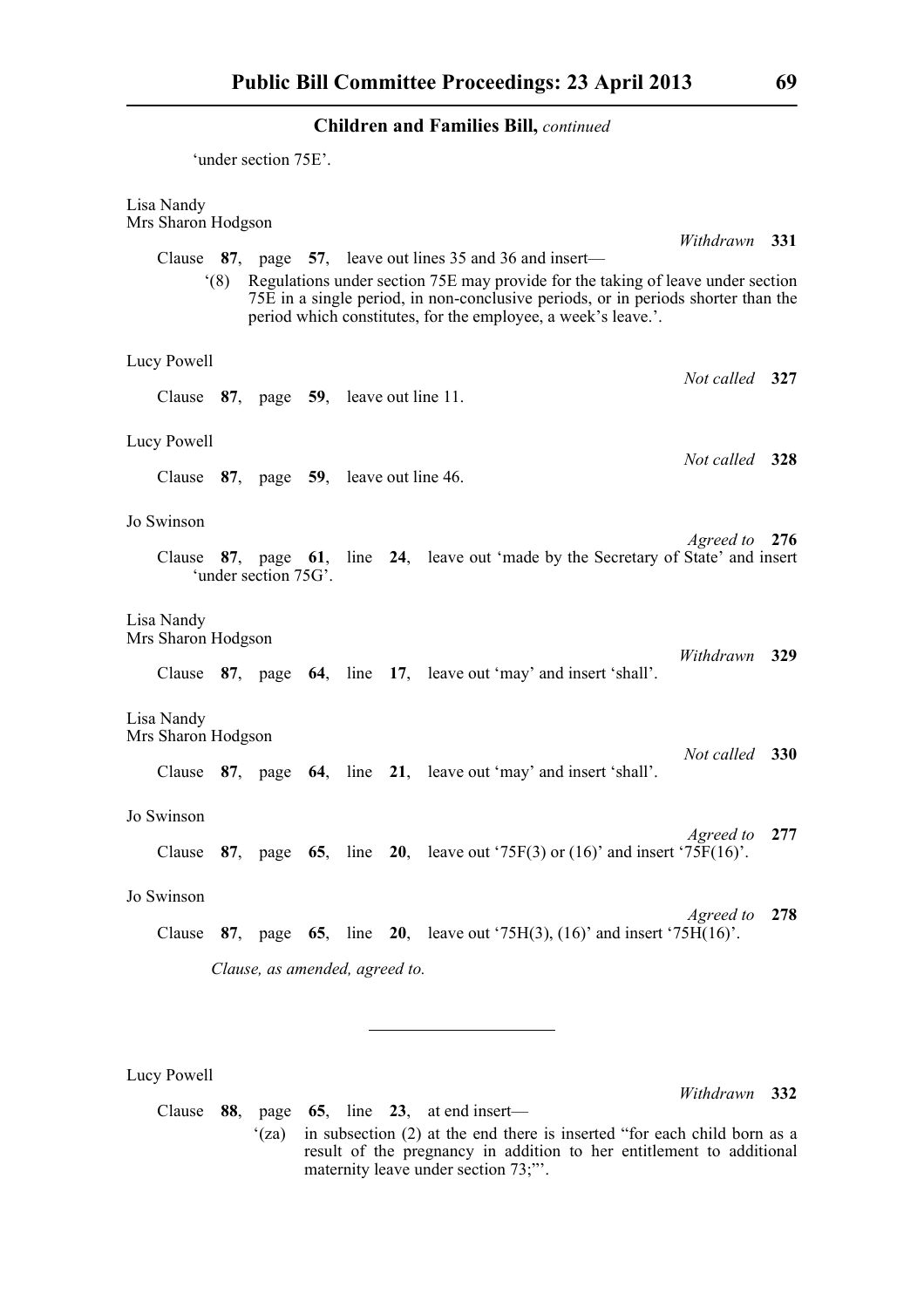**Children and Families Bill,** *continued*

'under section 75E'.

Lisa Nandy
Mrs Sharon Hodgson

*Withdrawn* **331**

Clause **87**, page **57**, leave out lines 35 and 36 and insert—

'(8) Regulations under section 75E may provide for the taking of leave under section 75E in a single period, in non-conclusive periods, or in periods shorter than the period which constitutes, for the employee, a week's leave.'.

Lucy Powell

*Not called* **327**

Clause **87**, page **59**, leave out line 11.

Lucy Powell

*Not called* **328**

Clause **87**, page **59**, leave out line 46.

Jo Swinson

*Agreed to* **276**

Clause **87**, page **61**, line **24**, leave out 'made by the Secretary of State' and insert 'under section 75G'.

Lisa Nandy
Mrs Sharon Hodgson

*Withdrawn* **329**

Clause **87**, page **64**, line **17**, leave out 'may' and insert 'shall'.

Lisa Nandy
Mrs Sharon Hodgson

*Not called* **330**

Clause **87**, page **64**, line **21**, leave out 'may' and insert 'shall'.

Jo Swinson

*Agreed to* **277**

Clause **87**, page **65**, line **20**, leave out '75F(3) or (16)' and insert '75F(16)'.

Jo Swinson

*Agreed to* **278**

Clause **87**, page **65**, line **20**, leave out '75H(3), (16)' and insert '75H(16)'.

*Clause, as amended, agreed to.*

---

Lucy Powell

*Withdrawn* **332**

Clause **88**, page **65**, line **23**, at end insert—

'(za) in subsection (2) at the end there is inserted "for each child born as a result of the pregnancy in addition to her entitlement to additional maternity leave under section 73;"'.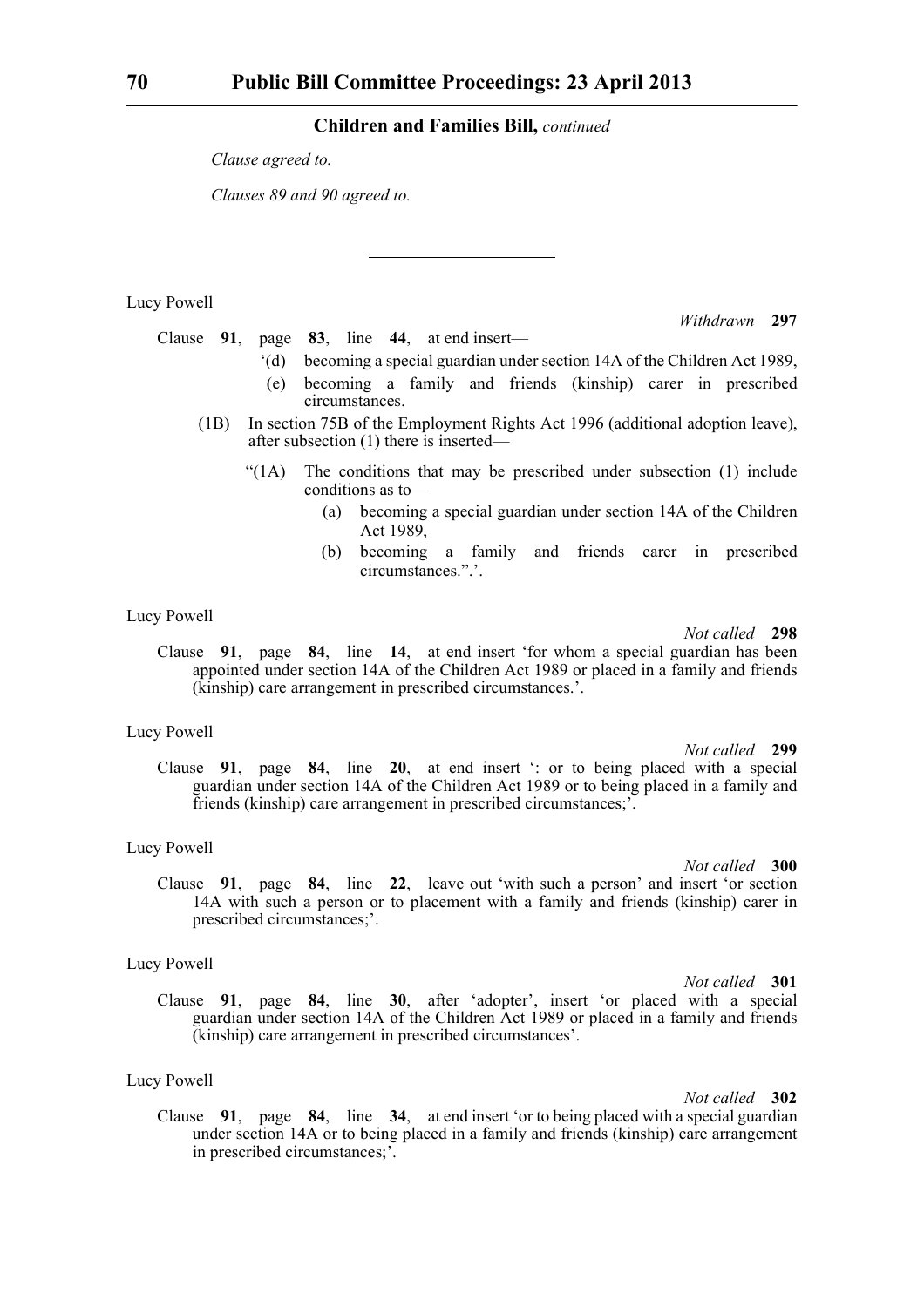**Children and Families Bill,** *continued*

*Clause agreed to.*

*Clauses 89 and 90 agreed to.*

---

Lucy Powell

*Withdrawn* **297**

Clause **91**, page **83**, line **44**, at end insert—

> '(d) becoming a special guardian under section 14A of the Children Act 1989,
>
> (e) becoming a family and friends (kinship) carer in prescribed circumstances.
>
> (1B) In section 75B of the Employment Rights Act 1996 (additional adoption leave), after subsection (1) there is inserted—
>
> "(1A) The conditions that may be prescribed under subsection (1) include conditions as to—
>
> (a) becoming a special guardian under section 14A of the Children Act 1989,
>
> (b) becoming a family and friends carer in prescribed circumstances.".'.

Lucy Powell

*Not called* **298**

Clause **91**, page **84**, line **14**, at end insert 'for whom a special guardian has been appointed under section 14A of the Children Act 1989 or placed in a family and friends (kinship) care arrangement in prescribed circumstances.'.

Lucy Powell

*Not called* **299**

Clause **91**, page **84**, line **20**, at end insert ': or to being placed with a special guardian under section 14A of the Children Act 1989 or to being placed in a family and friends (kinship) care arrangement in prescribed circumstances;'.

Lucy Powell

*Not called* **300**

Clause **91**, page **84**, line **22**, leave out 'with such a person' and insert 'or section 14A with such a person or to placement with a family and friends (kinship) carer in prescribed circumstances;'.

Lucy Powell

*Not called* **301**

Clause **91**, page **84**, line **30**, after 'adopter', insert 'or placed with a special guardian under section 14A of the Children Act 1989 or placed in a family and friends (kinship) care arrangement in prescribed circumstances'.

Lucy Powell

*Not called* **302**

Clause **91**, page **84**, line **34**, at end insert 'or to being placed with a special guardian under section 14A or to being placed in a family and friends (kinship) care arrangement in prescribed circumstances;'.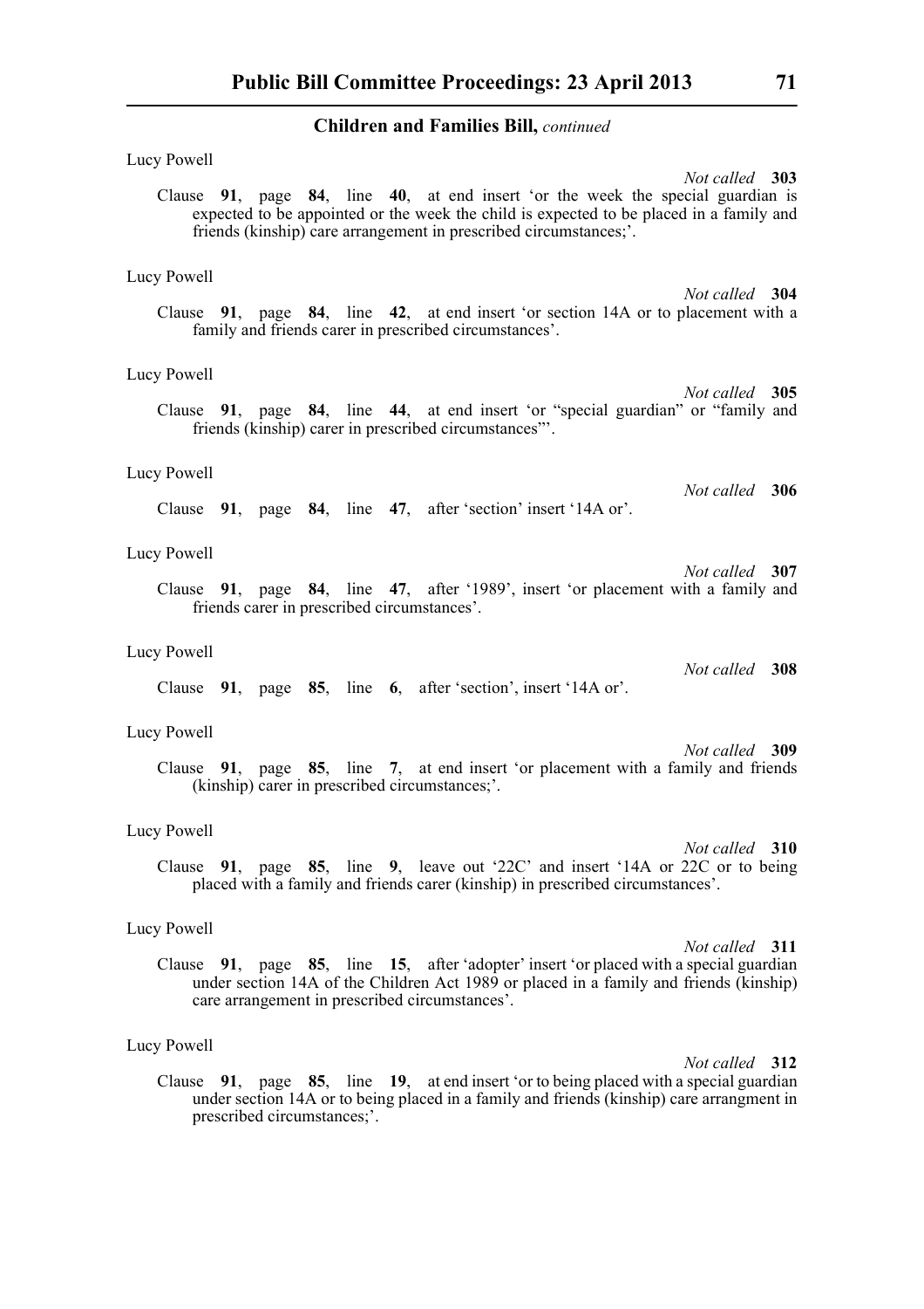**Children and Families Bill,** *continued*

Lucy Powell

*Not called* **303**

Clause **91**, page **84**, line **40**, at end insert 'or the week the special guardian is expected to be appointed or the week the child is expected to be placed in a family and friends (kinship) care arrangement in prescribed circumstances;'.

Lucy Powell

*Not called* **304**

Clause **91**, page **84**, line **42**, at end insert 'or section 14A or to placement with a family and friends carer in prescribed circumstances'.

Lucy Powell

*Not called* **305**

Clause **91**, page **84**, line **44**, at end insert 'or "special guardian" or "family and friends (kinship) carer in prescribed circumstances"'.

Lucy Powell

*Not called* **306**

Clause **91**, page **84**, line **47**, after 'section' insert '14A or'.

Lucy Powell

*Not called* **307**

Clause **91**, page **84**, line **47**, after '1989', insert 'or placement with a family and friends carer in prescribed circumstances'.

Lucy Powell

*Not called* **308**

Clause **91**, page **85**, line **6**, after 'section', insert '14A or'.

Lucy Powell

*Not called* **309**

Clause **91**, page **85**, line **7**, at end insert 'or placement with a family and friends (kinship) carer in prescribed circumstances;'.

Lucy Powell

*Not called* **310**

Clause **91**, page **85**, line **9**, leave out '22C' and insert '14A or 22C or to being placed with a family and friends carer (kinship) in prescribed circumstances'.

Lucy Powell

*Not called* **311**

Clause **91**, page **85**, line **15**, after 'adopter' insert 'or placed with a special guardian under section 14A of the Children Act 1989 or placed in a family and friends (kinship) care arrangement in prescribed circumstances'.

Lucy Powell

*Not called* **312**

Clause **91**, page **85**, line **19**, at end insert 'or to being placed with a special guardian under section 14A or to being placed in a family and friends (kinship) care arrangment in prescribed circumstances;'.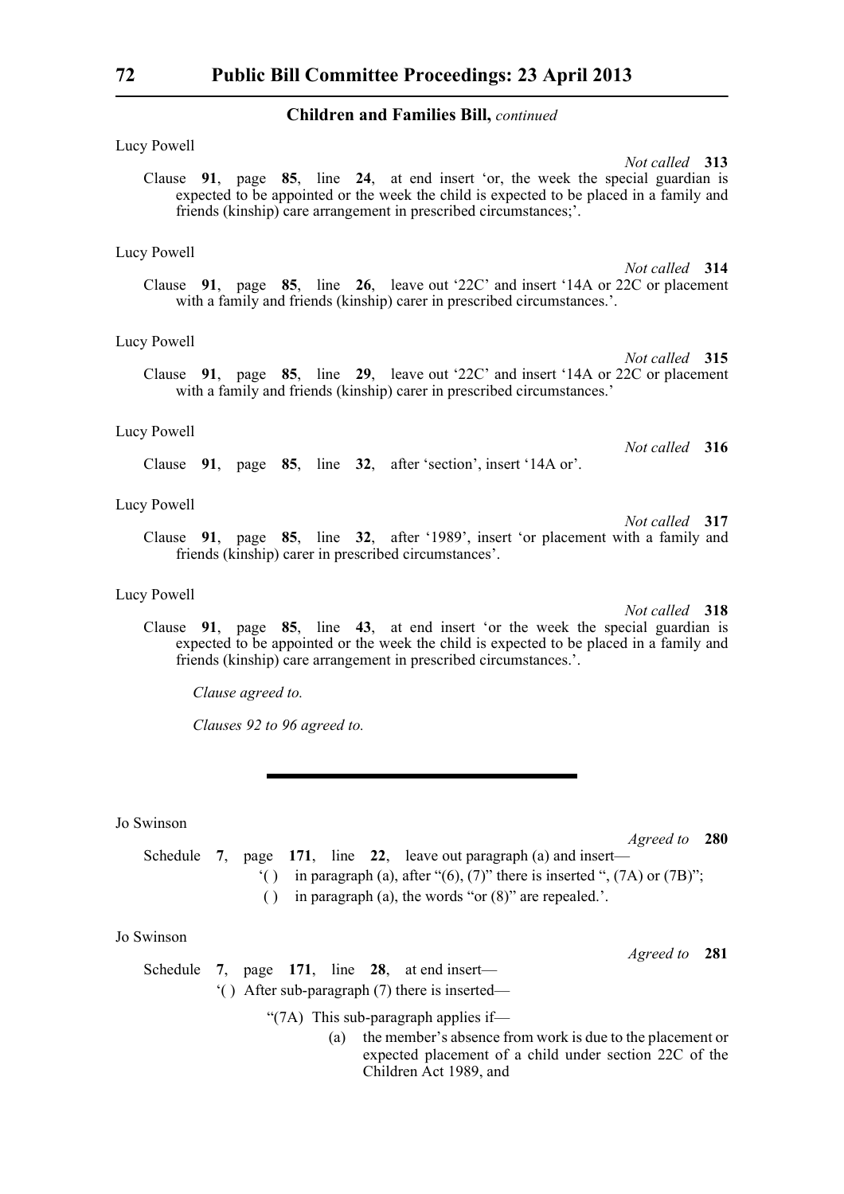**Children and Families Bill,** *continued*

Lucy Powell

*Not called* **313**

Clause **91**, page **85**, line **24**, at end insert 'or, the week the special guardian is expected to be appointed or the week the child is expected to be placed in a family and friends (kinship) care arrangement in prescribed circumstances;'.

Lucy Powell

*Not called* **314**

Clause **91**, page **85**, line **26**, leave out '22C' and insert '14A or 22C or placement with a family and friends (kinship) carer in prescribed circumstances.'.

Lucy Powell

*Not called* **315**

Clause **91**, page **85**, line **29**, leave out '22C' and insert '14A or 22C or placement with a family and friends (kinship) carer in prescribed circumstances.'

Lucy Powell

*Not called* **316**

Clause **91**, page **85**, line **32**, after 'section', insert '14A or'.

Lucy Powell

*Not called* **317**

Clause **91**, page **85**, line **32**, after '1989', insert 'or placement with a family and friends (kinship) carer in prescribed circumstances'.

Lucy Powell

*Not called* **318**

Clause **91**, page **85**, line **43**, at end insert 'or the week the special guardian is expected to be appointed or the week the child is expected to be placed in a family and friends (kinship) care arrangement in prescribed circumstances.'.

*Clause agreed to.*

*Clauses 92 to 96 agreed to.*

---

Jo Swinson

*Agreed to* **280**

Schedule **7**, page **171**, line **22**, leave out paragraph (a) and insert—

'( ) in paragraph (a), after "(6), (7)" there is inserted ", (7A) or (7B)";

( ) in paragraph (a), the words "or (8)" are repealed.'.

Jo Swinson

*Agreed to* **281**

Schedule **7**, page **171**, line **28**, at end insert—

'( ) After sub-paragraph (7) there is inserted—

"(7A) This sub-paragraph applies if—

(a) the member's absence from work is due to the placement or expected placement of a child under section 22C of the Children Act 1989, and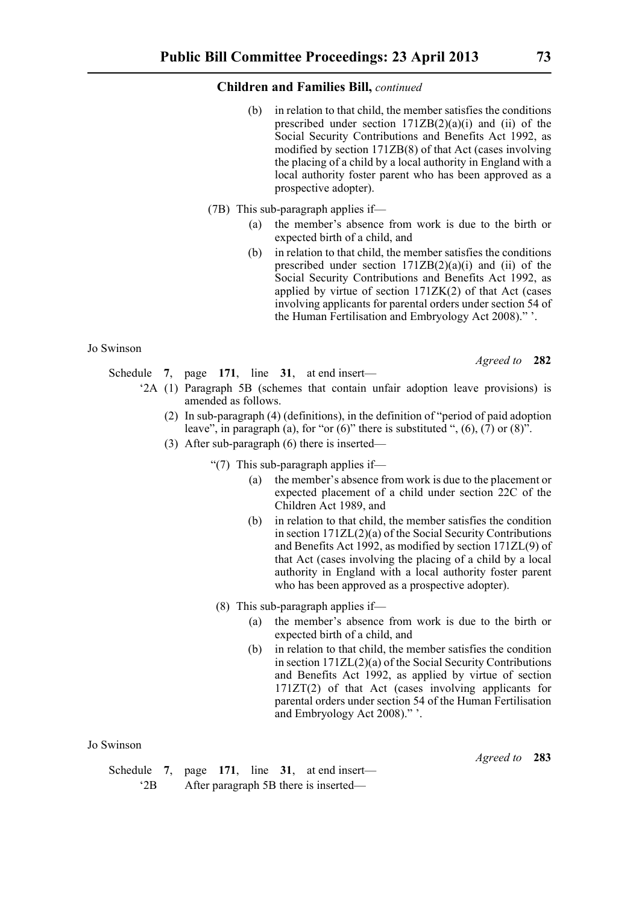(b) in relation to that child, the member satisfies the conditions prescribed under section 171ZB(2)(a)(i) and (ii) of the Social Security Contributions and Benefits Act 1992, as modified by section 171ZB(8) of that Act (cases involving the placing of a child by a local authority in England with a local authority foster parent who has been approved as a prospective adopter).

(7B) This sub-paragraph applies if—

(a) the member's absence from work is due to the birth or expected birth of a child, and

(b) in relation to that child, the member satisfies the conditions prescribed under section 171ZB(2)(a)(i) and (ii) of the Social Security Contributions and Benefits Act 1992, as applied by virtue of section 171ZK(2) of that Act (cases involving applicants for parental orders under section 54 of the Human Fertilisation and Embryology Act 2008)." '.

Jo Swinson

*Agreed to* **282**

Schedule **7**, page **171**, line **31**, at end insert—

'2A (1) Paragraph 5B (schemes that contain unfair adoption leave provisions) is amended as follows.

(2) In sub-paragraph (4) (definitions), in the definition of "period of paid adoption leave", in paragraph (a), for "or (6)" there is substituted ", (6), (7) or (8)".

(3) After sub-paragraph (6) there is inserted—

"(7) This sub-paragraph applies if—

(a) the member's absence from work is due to the placement or expected placement of a child under section 22C of the Children Act 1989, and

(b) in relation to that child, the member satisfies the condition in section 171ZL(2)(a) of the Social Security Contributions and Benefits Act 1992, as modified by section 171ZL(9) of that Act (cases involving the placing of a child by a local authority in England with a local authority foster parent who has been approved as a prospective adopter).

(8) This sub-paragraph applies if—

(a) the member's absence from work is due to the birth or expected birth of a child, and

(b) in relation to that child, the member satisfies the condition in section 171ZL(2)(a) of the Social Security Contributions and Benefits Act 1992, as applied by virtue of section 171ZT(2) of that Act (cases involving applicants for parental orders under section 54 of the Human Fertilisation and Embryology Act 2008)." '.

Jo Swinson

*Agreed to* **283**

Schedule **7**, page **171**, line **31**, at end insert—

'2B After paragraph 5B there is inserted—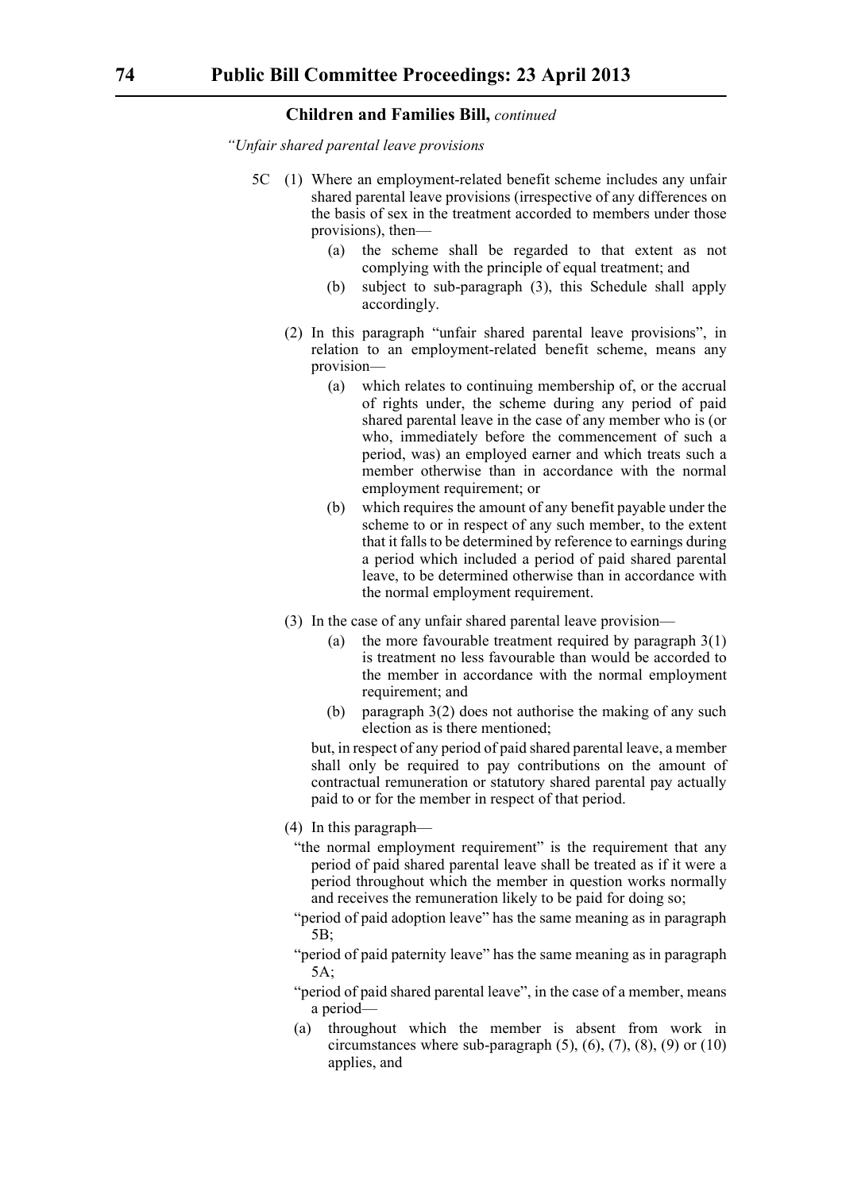**Children and Families Bill,** *continued*

*"Unfair shared parental leave provisions*

5C (1) Where an employment-related benefit scheme includes any unfair shared parental leave provisions (irrespective of any differences on the basis of sex in the treatment accorded to members under those provisions), then—

(a) the scheme shall be regarded to that extent as not complying with the principle of equal treatment; and

(b) subject to sub-paragraph (3), this Schedule shall apply accordingly.

(2) In this paragraph "unfair shared parental leave provisions", in relation to an employment-related benefit scheme, means any provision—

(a) which relates to continuing membership of, or the accrual of rights under, the scheme during any period of paid shared parental leave in the case of any member who is (or who, immediately before the commencement of such a period, was) an employed earner and which treats such a member otherwise than in accordance with the normal employment requirement; or

(b) which requires the amount of any benefit payable under the scheme to or in respect of any such member, to the extent that it falls to be determined by reference to earnings during a period which included a period of paid shared parental leave, to be determined otherwise than in accordance with the normal employment requirement.

(3) In the case of any unfair shared parental leave provision—

(a) the more favourable treatment required by paragraph 3(1) is treatment no less favourable than would be accorded to the member in accordance with the normal employment requirement; and

(b) paragraph 3(2) does not authorise the making of any such election as is there mentioned;

but, in respect of any period of paid shared parental leave, a member shall only be required to pay contributions on the amount of contractual remuneration or statutory shared parental pay actually paid to or for the member in respect of that period.

(4) In this paragraph—

"the normal employment requirement" is the requirement that any period of paid shared parental leave shall be treated as if it were a period throughout which the member in question works normally and receives the remuneration likely to be paid for doing so;

"period of paid adoption leave" has the same meaning as in paragraph 5B;

"period of paid paternity leave" has the same meaning as in paragraph 5A;

"period of paid shared parental leave", in the case of a member, means a period—

(a) throughout which the member is absent from work in circumstances where sub-paragraph (5), (6), (7), (8), (9) or (10) applies, and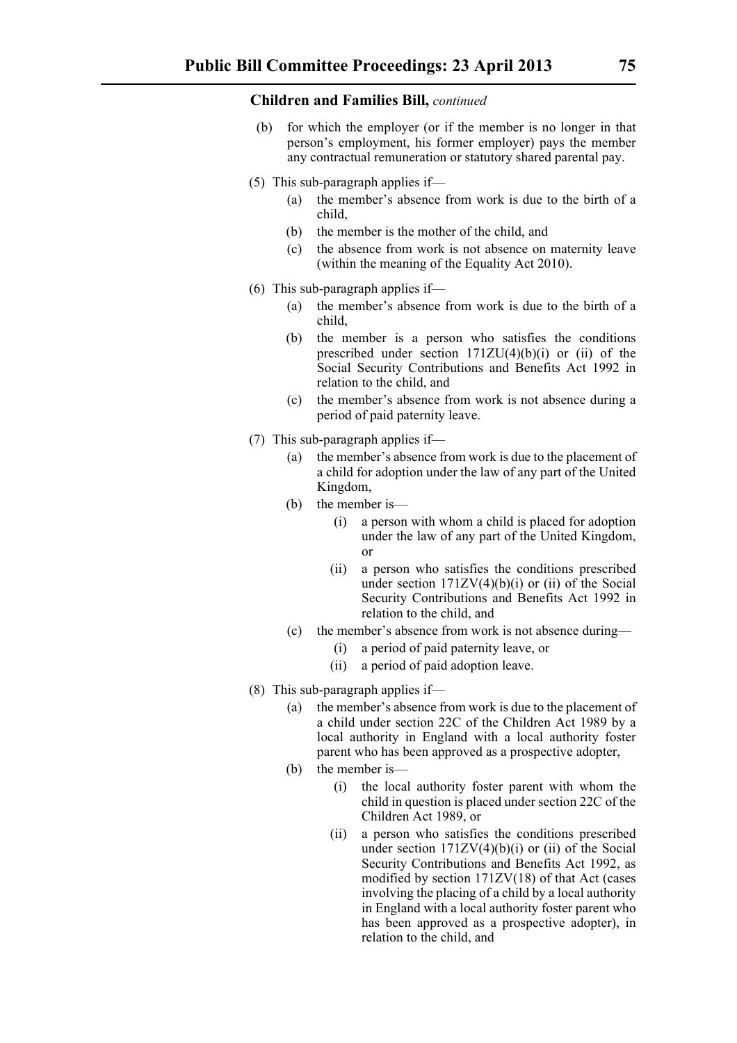**Children and Families Bill,** *continued*

(b) for which the employer (or if the member is no longer in that person's employment, his former employer) pays the member any contractual remuneration or statutory shared parental pay.

(5) This sub-paragraph applies if—

(a) the member's absence from work is due to the birth of a child,

(b) the member is the mother of the child, and

(c) the absence from work is not absence on maternity leave (within the meaning of the Equality Act 2010).

(6) This sub-paragraph applies if—

(a) the member's absence from work is due to the birth of a child,

(b) the member is a person who satisfies the conditions prescribed under section 171ZU(4)(b)(i) or (ii) of the Social Security Contributions and Benefits Act 1992 in relation to the child, and

(c) the member's absence from work is not absence during a period of paid paternity leave.

(7) This sub-paragraph applies if—

(a) the member's absence from work is due to the placement of a child for adoption under the law of any part of the United Kingdom,

(b) the member is—

(i) a person with whom a child is placed for adoption under the law of any part of the United Kingdom, or

(ii) a person who satisfies the conditions prescribed under section 171ZV(4)(b)(i) or (ii) of the Social Security Contributions and Benefits Act 1992 in relation to the child, and

(c) the member's absence from work is not absence during—

(i) a period of paid paternity leave, or

(ii) a period of paid adoption leave.

(8) This sub-paragraph applies if—

(a) the member's absence from work is due to the placement of a child under section 22C of the Children Act 1989 by a local authority in England with a local authority foster parent who has been approved as a prospective adopter,

(b) the member is—

(i) the local authority foster parent with whom the child in question is placed under section 22C of the Children Act 1989, or

(ii) a person who satisfies the conditions prescribed under section 171ZV(4)(b)(i) or (ii) of the Social Security Contributions and Benefits Act 1992, as modified by section 171ZV(18) of that Act (cases involving the placing of a child by a local authority in England with a local authority foster parent who has been approved as a prospective adopter), in relation to the child, and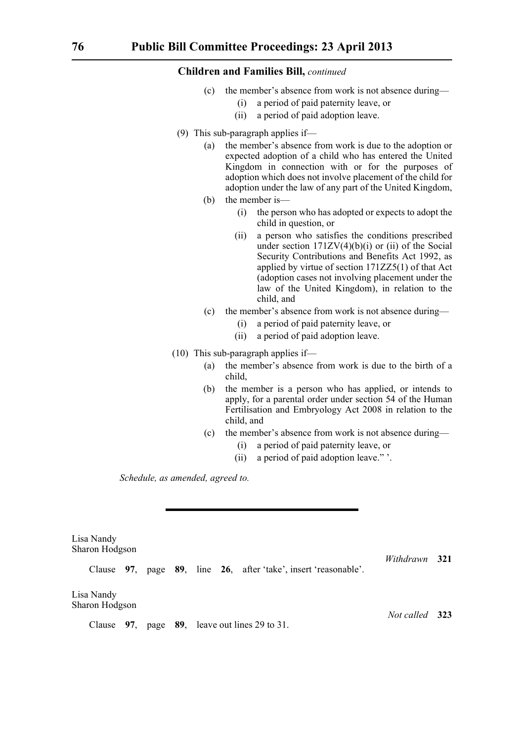**Children and Families Bill,** *continued*

(c) the member's absence from work is not absence during—

(i) a period of paid paternity leave, or

(ii) a period of paid adoption leave.

(9) This sub-paragraph applies if—

(a) the member's absence from work is due to the adoption or expected adoption of a child who has entered the United Kingdom in connection with or for the purposes of adoption which does not involve placement of the child for adoption under the law of any part of the United Kingdom,

(b) the member is—

(i) the person who has adopted or expects to adopt the child in question, or

(ii) a person who satisfies the conditions prescribed under section 171ZV(4)(b)(i) or (ii) of the Social Security Contributions and Benefits Act 1992, as applied by virtue of section 171ZZ5(1) of that Act (adoption cases not involving placement under the law of the United Kingdom), in relation to the child, and

(c) the member's absence from work is not absence during—

(i) a period of paid paternity leave, or

(ii) a period of paid adoption leave.

(10) This sub-paragraph applies if—

(a) the member's absence from work is due to the birth of a child,

(b) the member is a person who has applied, or intends to apply, for a parental order under section 54 of the Human Fertilisation and Embryology Act 2008 in relation to the child, and

(c) the member's absence from work is not absence during—

(i) a period of paid paternity leave, or

(ii) a period of paid adoption leave." '.

*Schedule, as amended, agreed to.*

---

Lisa Nandy
Sharon Hodgson

*Withdrawn* **321**

Clause **97**, page **89**, line **26**, after 'take', insert 'reasonable'.

Lisa Nandy
Sharon Hodgson

*Not called* **323**

Clause **97**, page **89**, leave out lines 29 to 31.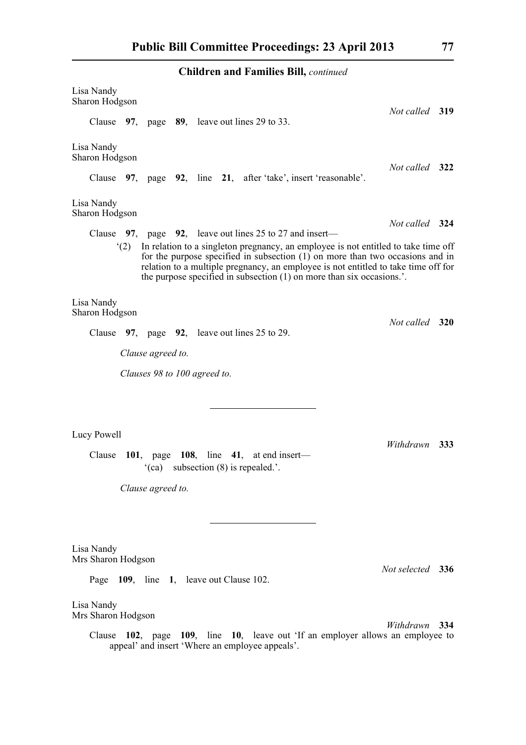**Children and Families Bill,** *continued*

Lisa Nandy
Sharon Hodgson

*Not called* **319**

Clause **97**, page **89**, leave out lines 29 to 33.

Lisa Nandy
Sharon Hodgson

*Not called* **322**

Clause **97**, page **92**, line **21**, after 'take', insert 'reasonable'.

Lisa Nandy
Sharon Hodgson

*Not called* **324**

Clause **97**, page **92**, leave out lines 25 to 27 and insert—

'(2) In relation to a singleton pregnancy, an employee is not entitled to take time off for the purpose specified in subsection (1) on more than two occasions and in relation to a multiple pregnancy, an employee is not entitled to take time off for the purpose specified in subsection (1) on more than six occasions.'.

Lisa Nandy
Sharon Hodgson

*Not called* **320**

Clause **97**, page **92**, leave out lines 25 to 29.

*Clause agreed to.*

*Clauses 98 to 100 agreed to.*

---

Lucy Powell

*Withdrawn* **333**

Clause **101**, page **108**, line **41**, at end insert—

'(ca) subsection (8) is repealed.'.

*Clause agreed to.*

---

Lisa Nandy
Mrs Sharon Hodgson

*Not selected* **336**

Page **109**, line **1**, leave out Clause 102.

Lisa Nandy
Mrs Sharon Hodgson

*Withdrawn* **334**

Clause **102**, page **109**, line **10**, leave out 'If an employer allows an employee to appeal' and insert 'Where an employee appeals'.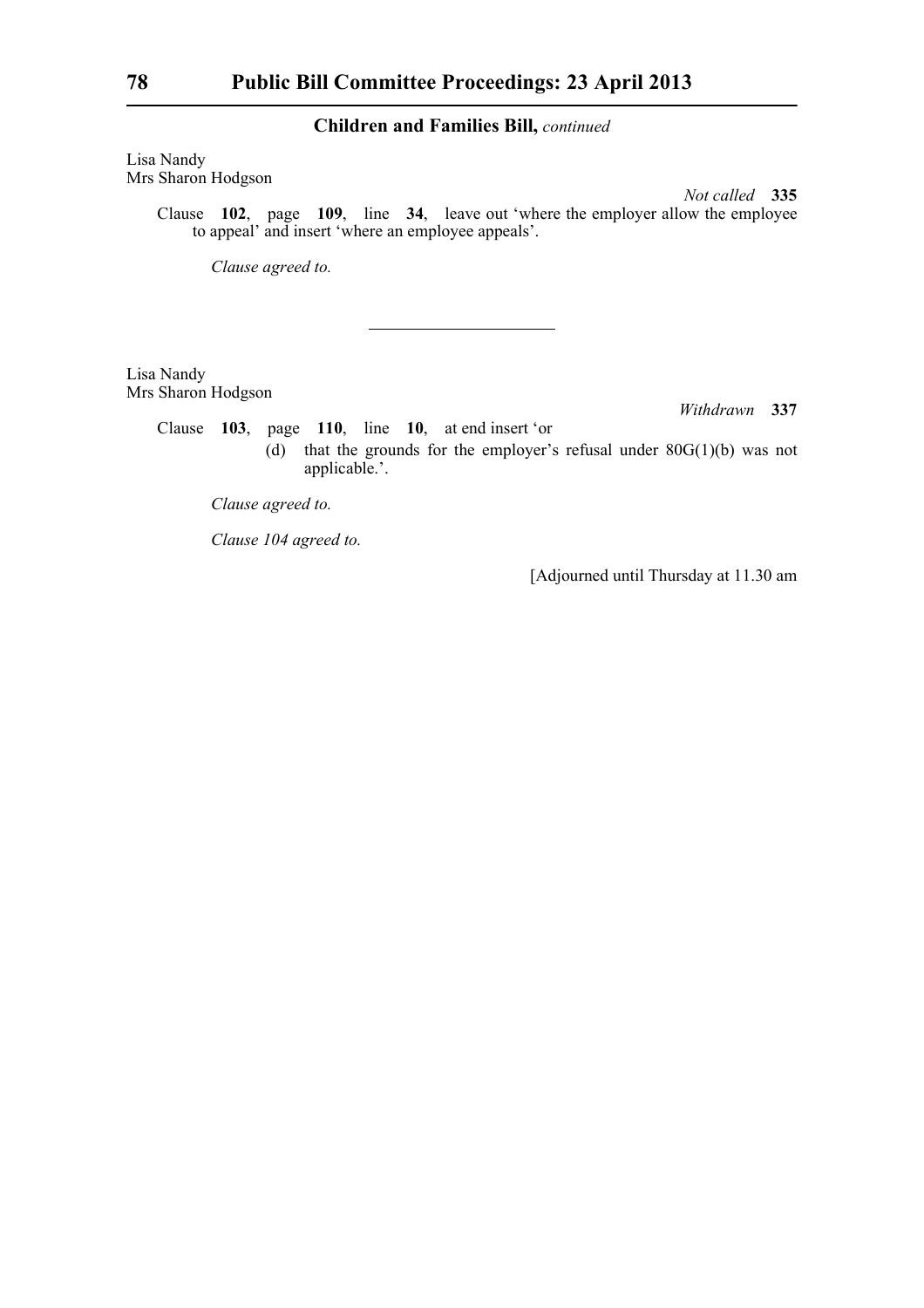Lisa Nandy
Mrs Sharon Hodgson

*Not called* **335**

Clause **102**, page **109**, line **34**, leave out 'where the employer allow the employee to appeal' and insert 'where an employee appeals'.

*Clause agreed to.*

---

Lisa Nandy
Mrs Sharon Hodgson

*Withdrawn* **337**

Clause **103**, page **110**, line **10**, at end insert 'or

(d) that the grounds for the employer's refusal under 80G(1)(b) was not applicable.'.

*Clause agreed to.*

*Clause 104 agreed to.*

[Adjourned until Thursday at 11.30 am